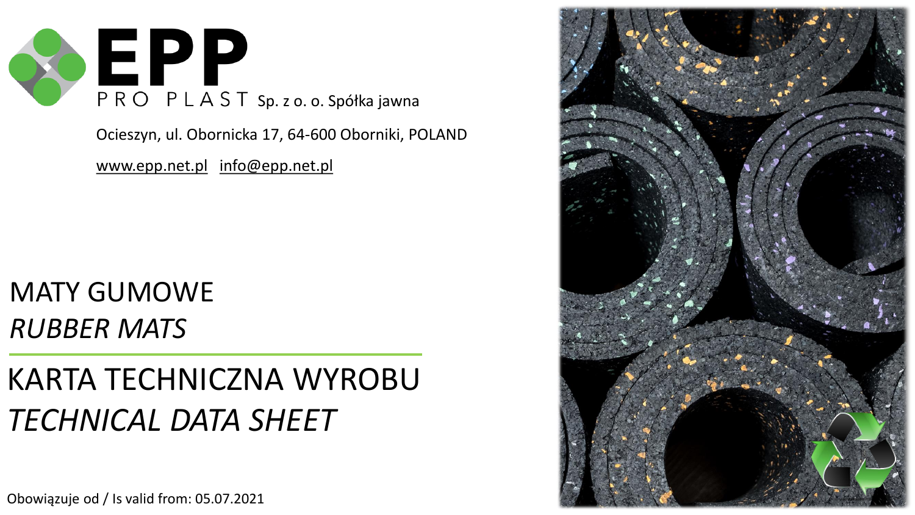# EPP

PRO PLAST Sp. z o. o. Spółka jawna

Ocieszyn, ul. Obornicka 17, 64-600 Oborniki, POLAND

www.epp.net.pl info@epp.net.pl

## MATY GUMOWE

## *RUBBER MATS*

## KARTA TECHNICZNA WYROBU

## *TECHNICAL DATA SHEET*

Obowiązuje od / Is valid from: 05.07.2021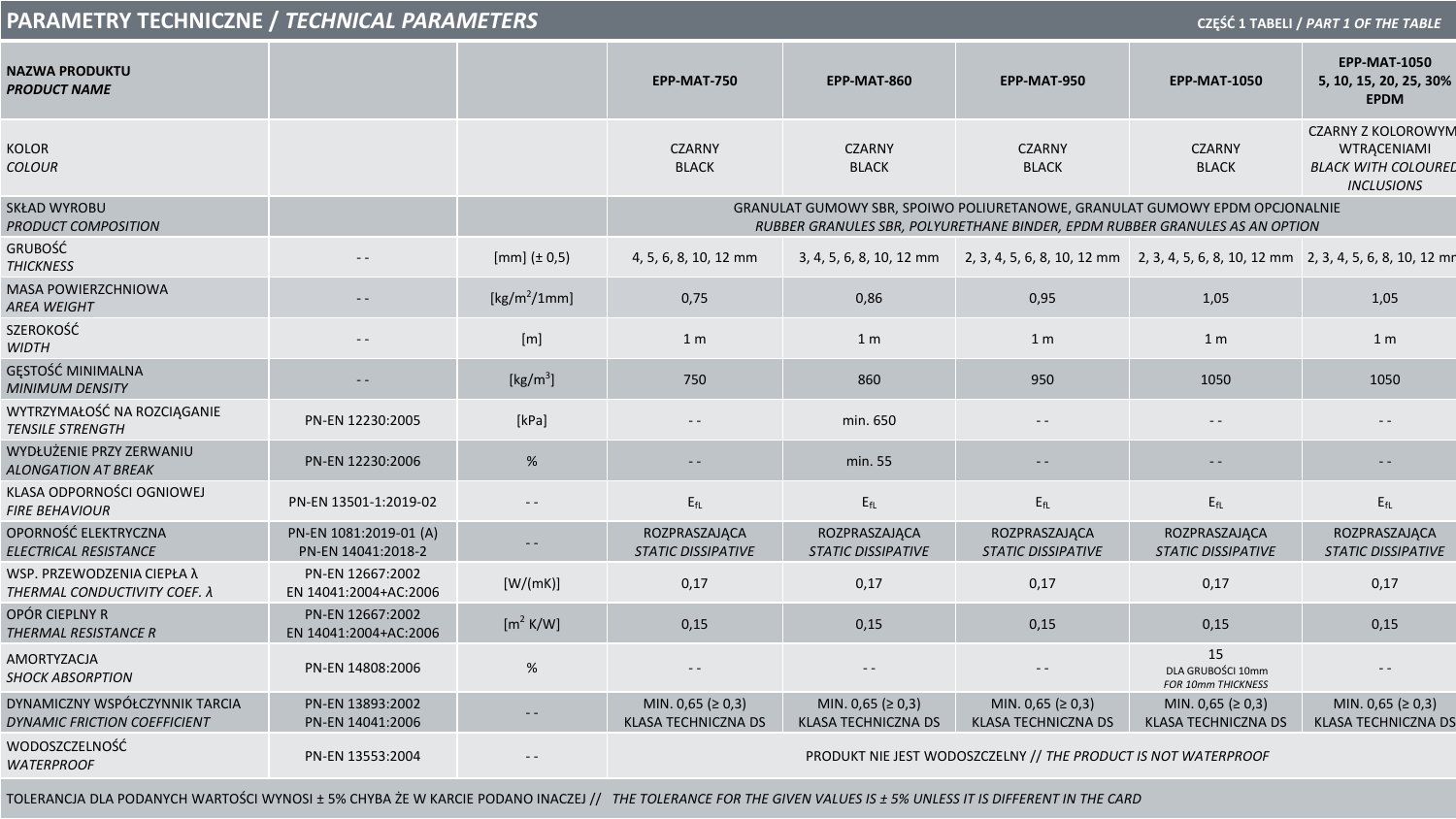## PARAMETRY TECHNICZNE / *TECHNICAL PARAMETERS*

CZĘŚĆ 1 TABELI / *PART 1 OF THE TABLE*

| NAZWA PRODUKTU<br>*PRODUCT NAME* | | | EPP-MAT-750 | EPP-MAT-860 | EPP-MAT-950 | EPP-MAT-1050 | EPP-MAT-1050<br>5, 10, 15, 20, 25, 30%<br>EPDM |
|---|---|---|---|---|---|---|---|
| KOLOR<br>*COLOUR* | | | CZARNY<br>BLACK | CZARNY<br>BLACK | CZARNY<br>BLACK | CZARNY<br>BLACK | CZARNY Z KOLOROWYM WTRĄCENIAMI<br>*BLACK WITH COLOURED INCLUSIONS* |
| SKŁAD WYROBU<br>*PRODUCT COMPOSITION* | | | GRANULAT GUMOWY SBR, SPOIWO POLIURETANOWE, GRANULAT GUMOWY EPDM OPCJONALNIE<br>*RUBBER GRANULES SBR, POLYURETHANE BINDER, EPDM RUBBER GRANULES AS AN OPTION* | | | | |
| GRUBOŚĆ<br>*THICKNESS* | - - | [mm] (± 0,5) | 4, 5, 6, 8, 10, 12 mm | 3, 4, 5, 6, 8, 10, 12 mm | 2, 3, 4, 5, 6, 8, 10, 12 mm | 2, 3, 4, 5, 6, 8, 10, 12 mm | 2, 3, 4, 5, 6, 8, 10, 12 mm |
| MASA POWIERZCHNIOWA<br>*AREA WEIGHT* | - - | [kg/m$^2$/1mm] | 0,75 | 0,86 | 0,95 | 1,05 | 1,05 |
| SZEROKOŚĆ<br>*WIDTH* | - - | [m] | 1 m | 1 m | 1 m | 1 m | 1 m |
| GĘSTOŚĆ MINIMALNA<br>*MINIMUM DENSITY* | - - | [kg/m$^3$] | 750 | 860 | 950 | 1050 | 1050 |
| WYTRZYMAŁOŚĆ NA ROZCIĄGANIE<br>*TENSILE STRENGTH* | PN-EN 12230:2005 | [kPa] | - - | min. 650 | - - | - - | - - |
| WYDŁUŻENIE PRZY ZERWANIU<br>*ALONGATION AT BREAK* | PN-EN 12230:2006 | % | - - | min. 55 | - - | - - | - - |
| KLASA ODPORNOŚCI OGNIOWEJ<br>*FIRE BEHAVIOUR* | PN-EN 13501-1:2019-02 | - - | $E_{fL}$ | $E_{fL}$ | $E_{fL}$ | $E_{fL}$ | $E_{fL}$ |
| OPORNOŚĆ ELEKTRYCZNA<br>*ELECTRICAL RESISTANCE* | PN-EN 1081:2019-01 (A)<br>PN-EN 14041:2018-2 | - - | ROZPRASZAJĄCA<br>*STATIC DISSIPATIVE* | ROZPRASZAJĄCA<br>*STATIC DISSIPATIVE* | ROZPRASZAJĄCA<br>*STATIC DISSIPATIVE* | ROZPRASZAJĄCA<br>*STATIC DISSIPATIVE* | ROZPRASZAJĄCA<br>*STATIC DISSIPATIVE* |
| WSP. PRZEWODZENIA CIEPŁA λ<br>*THERMAL CONDUCTIVITY COEF. λ* | PN-EN 12667:2002<br>EN 14041:2004+AC:2006 | [W/(mK)] | 0,17 | 0,17 | 0,17 | 0,17 | 0,17 |
| OPÓR CIEPLNY R<br>*THERMAL RESISTANCE R* | PN-EN 12667:2002<br>EN 14041:2004+AC:2006 | [m$^2$ K/W] | 0,15 | 0,15 | 0,15 | 0,15 | 0,15 |
| AMORTYZACJA<br>*SHOCK ABSORPTION* | PN-EN 14808:2006 | % | - - | - - | - - | 15<br>DLA GRUBOŚCI 10mm<br>*FOR 10mm THICKNESS* | - - |
| DYNAMICZNY WSPÓŁCZYNNIK TARCIA<br>*DYNAMIC FRICTION COEFFICIENT* | PN-EN 13893:2002<br>PN-EN 14041:2006 | - - | MIN. 0,65 (≥ 0,3)<br>KLASA TECHNICZNA DS | MIN. 0,65 (≥ 0,3)<br>KLASA TECHNICZNA DS | MIN. 0,65 (≥ 0,3)<br>KLASA TECHNICZNA DS | MIN. 0,65 (≥ 0,3)<br>KLASA TECHNICZNA DS | MIN. 0,65 (≥ 0,3)<br>KLASA TECHNICZNA DS |
| WODOSZCZELNOŚĆ<br>*WATERPROOF* | PN-EN 13553:2004 | - - | PRODUKT NIE JEST WODOSZCZELNY // *THE PRODUCT IS NOT WATERPROOF* | | | | |

TOLERANCJA DLA PODANYCH WARTOŚCI WYNOSI ± 5% CHYBA ŻE W KARCIE PODANO INACZEJ // *THE TOLERANCE FOR THE GIVEN VALUES IS ± 5% UNLESS IT IS DIFFERENT IN THE CARD*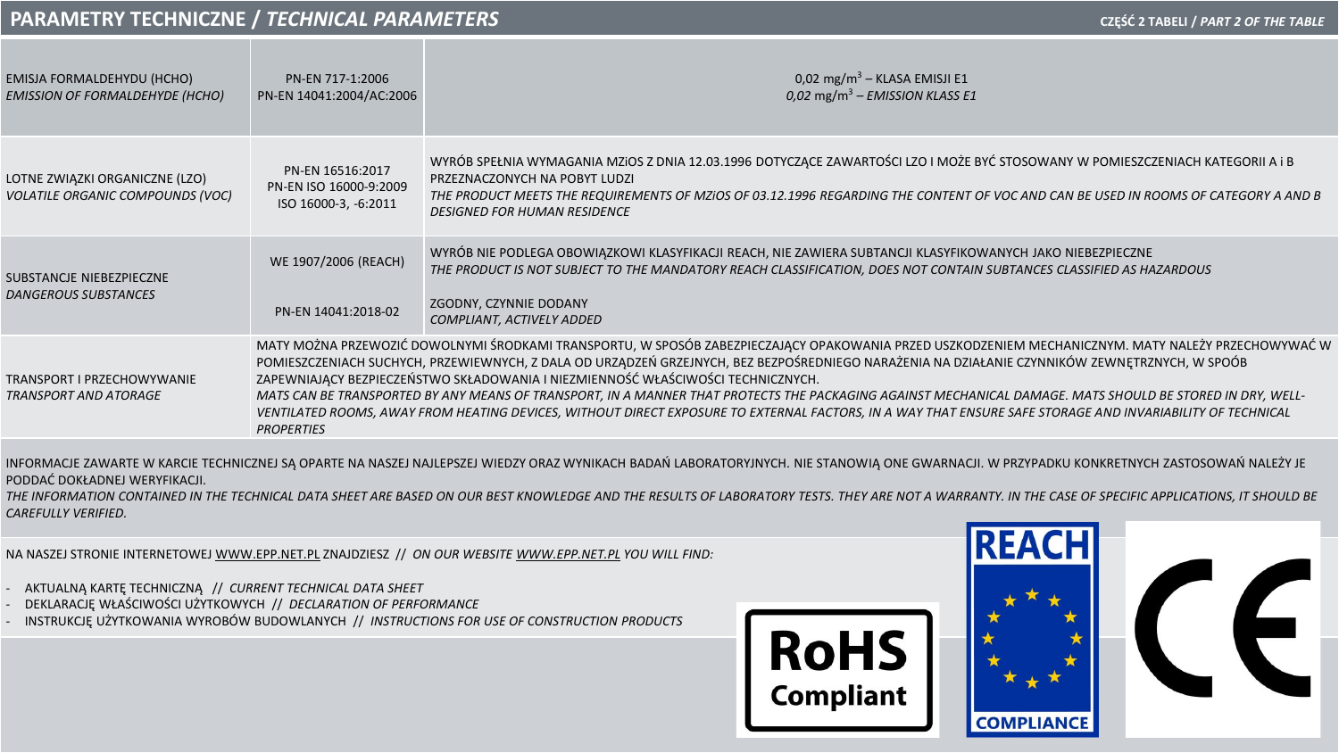## PARAMETRY TECHNICZNE / *TECHNICAL PARAMETERS*

CZĘŚĆ 2 TABELI / *PART 2 OF THE TABLE*

| | | |
|---|---|---|
| EMISJA FORMALDEHYDU (HCHO)<br>*EMISSION OF FORMALDEHYDE (HCHO)* | PN-EN 717-1:2006<br>PN-EN 14041:2004/AC:2006 | 0,02 mg/m$^3$ – KLASA EMISJI E1<br>*0,02 mg/m$^3$ – EMISSION KLASS E1* |
| LOTNE ZWIĄZKI ORGANICZNE (LZO)<br>*VOLATILE ORGANIC COMPOUNDS (VOC)* | PN-EN 16516:2017<br>PN-EN ISO 16000-9:2009<br>ISO 16000-3, -6:2011 | WYRÓB SPEŁNIA WYMAGANIA MZiOS Z DNIA 12.03.1996 DOTYCZĄCE ZAWARTOŚCI LZO I MOŻE BYĆ STOSOWANY W POMIESZCZENIACH KATEGORII A i B PRZEZNACZONYCH NA POBYT LUDZI<br>*THE PRODUCT MEETS THE REQUIREMENTS OF MZiOS OF 03.12.1996 REGARDING THE CONTENT OF VOC AND CAN BE USED IN ROOMS OF CATEGORY A AND B DESIGNED FOR HUMAN RESIDENCE* |
| SUBSTANCJE NIEBEZPIECZNE<br>*DANGEROUS SUBSTANCES* | WE 1907/2006 (REACH) | WYRÓB NIE PODLEGA OBOWIĄZKOWI KLASYFIKACJI REACH, NIE ZAWIERA SUBTANCJI KLASYFIKOWANYCH JAKO NIEBEZPIECZNE<br>*THE PRODUCT IS NOT SUBJECT TO THE MANDATORY REACH CLASSIFICATION, DOES NOT CONTAIN SUBTANCES CLASSIFIED AS HAZARDOUS* |
| | PN-EN 14041:2018-02 | ZGODNY, CZYNNIE DODANY<br>*COMPLIANT, ACTIVELY ADDED* |
| TRANSPORT I PRZECHOWYWANIE<br>*TRANSPORT AND ATORAGE* | MATY MOŻNA PRZEWOZIĆ DOWOLNYMI ŚRODKAMI TRANSPORTU, W SPOSÓB ZABEZPIECZAJĄCY OPAKOWANIA PRZED USZKODZENIEM MECHANICZNYM. MATY NALEŻY PRZECHOWYWAĆ W POMIESZCZENIACH SUCHYCH, PRZEWIEWNYCH, Z DALA OD URZĄDZEŃ GRZEJNYCH, BEZ BEZPOŚREDNIEGO NARAŻENIA NA DZIAŁANIE CZYNNIKÓW ZEWNĘTRZNYCH, W SPOÓB ZAPEWNIAJĄCY BEZPIECZEŃSTWO SKŁADOWANIA I NIEZMIENNOŚĆ WŁAŚCIWOŚCI TECHNICZNYCH.<br>*MATS CAN BE TRANSPORTED BY ANY MEANS OF TRANSPORT, IN A MANNER THAT PROTECTS THE PACKAGING AGAINST MECHANICAL DAMAGE. MATS SHOULD BE STORED IN DRY, WELL-VENTILATED ROOMS, AWAY FROM HEATING DEVICES, WITHOUT DIRECT EXPOSURE TO EXTERNAL FACTORS, IN A WAY THAT ENSURE SAFE STORAGE AND INVARIABILITY OF TECHNICAL PROPERTIES* | |

INFORMACJE ZAWARTE W KARCIE TECHNICZNEJ SĄ OPARTE NA NASZEJ NAJLEPSZEJ WIEDZY ORAZ WYNIKACH BADAŃ LABORATORYJNYCH. NIE STANOWIĄ ONE GWARNACJI. W PRZYPADKU KONKRETNYCH ZASTOSOWAŃ NALEŻY JE PODDAĆ DOKŁADNEJ WERYFIKACJI.

*THE INFORMATION CONTAINED IN THE TECHNICAL DATA SHEET ARE BASED ON OUR BEST KNOWLEDGE AND THE RESULTS OF LABORATORY TESTS. THEY ARE NOT A WARRANTY. IN THE CASE OF SPECIFIC APPLICATIONS, IT SHOULD BE CAREFULLY VERIFIED.*

NA NASZEJ STRONIE INTERNETOWEJ WWW.EPP.NET.PL ZNAJDZIESZ // *ON OUR WEBSITE WWW.EPP.NET.PL YOU WILL FIND:*

- AKTUALNĄ KARTĘ TECHNICZNĄ // *CURRENT TECHNICAL DATA SHEET*
- DEKLARACJĘ WŁAŚCIWOŚCI UŻYTKOWYCH // *DECLARATION OF PERFORMANCE*
- INSTRUKCJĘ UŻYTKOWANIA WYROBÓW BUDOWLANYCH // *INSTRUCTIONS FOR USE OF CONSTRUCTION PRODUCTS*

RoHS Compliant

REACH COMPLIANCE

CE